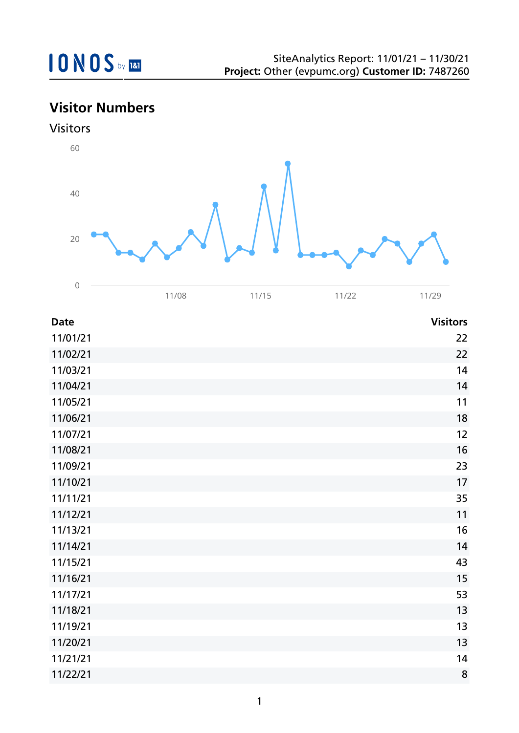SiteAnalytics Report: 11/01/21 – 11/30/21
**Project:** Other (evpumc.org) **Customer ID:** 7487260

## Visitor Numbers

### Visitors

| Date | Visitors |
|---|---|
| 11/01/21 | 22 |
| 11/02/21 | 22 |
| 11/03/21 | 14 |
| 11/04/21 | 14 |
| 11/05/21 | 11 |
| 11/06/21 | 18 |
| 11/07/21 | 12 |
| 11/08/21 | 16 |
| 11/09/21 | 23 |
| 11/10/21 | 17 |
| 11/11/21 | 35 |
| 11/12/21 | 11 |
| 11/13/21 | 16 |
| 11/14/21 | 14 |
| 11/15/21 | 43 |
| 11/16/21 | 15 |
| 11/17/21 | 53 |
| 11/18/21 | 13 |
| 11/19/21 | 13 |
| 11/20/21 | 13 |
| 11/21/21 | 14 |
| 11/22/21 | 8 |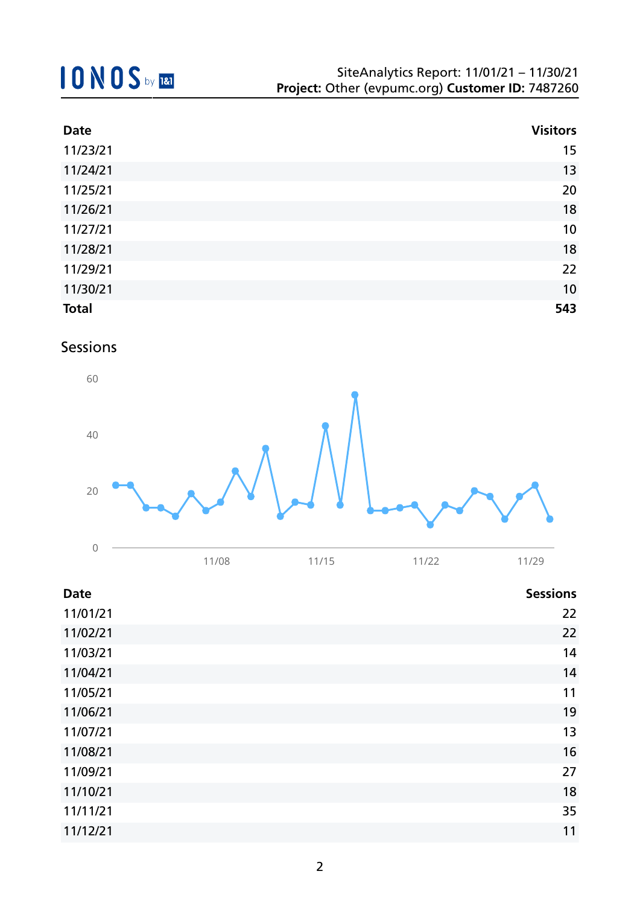| Date | Visitors |
|---|---|
| 11/23/21 | 15 |
| 11/24/21 | 13 |
| 11/25/21 | 20 |
| 11/26/21 | 18 |
| 11/27/21 | 10 |
| 11/28/21 | 18 |
| 11/29/21 | 22 |
| 11/30/21 | 10 |
| **Total** | **543** |

## Sessions

| Date | Sessions |
|---|---|
| 11/01/21 | 22 |
| 11/02/21 | 22 |
| 11/03/21 | 14 |
| 11/04/21 | 14 |
| 11/05/21 | 11 |
| 11/06/21 | 19 |
| 11/07/21 | 13 |
| 11/08/21 | 16 |
| 11/09/21 | 27 |
| 11/10/21 | 18 |
| 11/11/21 | 35 |
| 11/12/21 | 11 |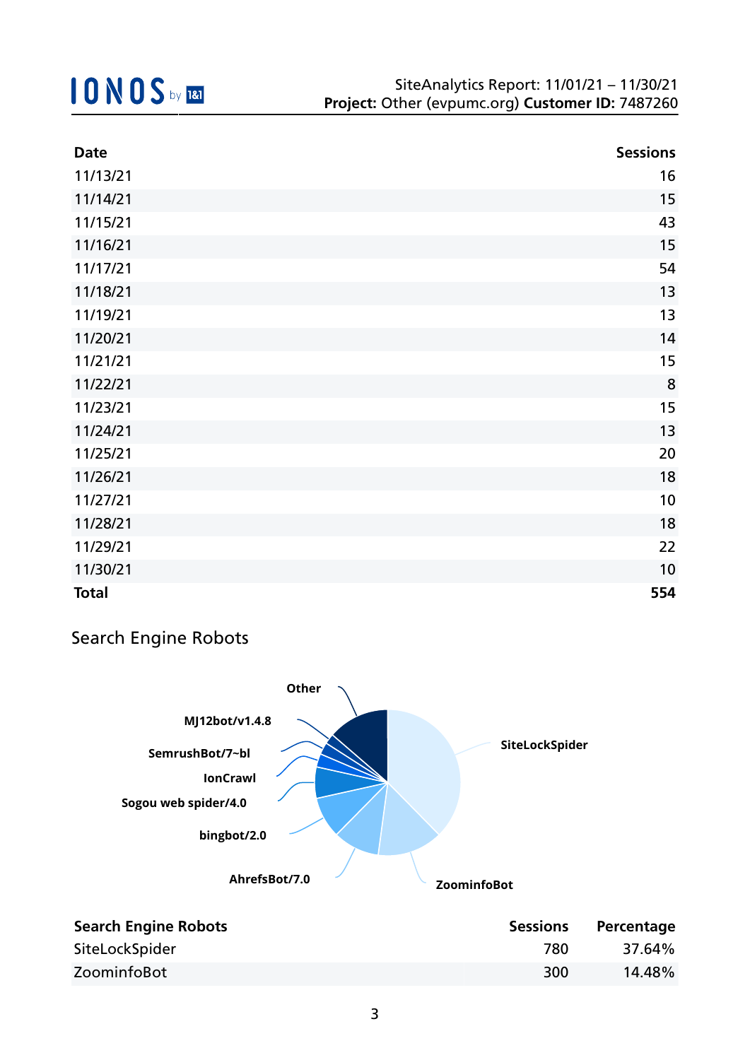| Date | Sessions |
|---|---|
| 11/13/21 | 16 |
| 11/14/21 | 15 |
| 11/15/21 | 43 |
| 11/16/21 | 15 |
| 11/17/21 | 54 |
| 11/18/21 | 13 |
| 11/19/21 | 13 |
| 11/20/21 | 14 |
| 11/21/21 | 15 |
| 11/22/21 | 8 |
| 11/23/21 | 15 |
| 11/24/21 | 13 |
| 11/25/21 | 20 |
| 11/26/21 | 18 |
| 11/27/21 | 10 |
| 11/28/21 | 18 |
| 11/29/21 | 22 |
| 11/30/21 | 10 |
| **Total** | **554** |

## Search Engine Robots

Other

MJ12bot/v1.4.8

SemrushBot/7~bl

IonCrawl

Sogou web spider/4.0

bingbot/2.0

AhrefsBot/7.0

ZoominfoBot

SiteLockSpider

| Search Engine Robots | Sessions | Percentage |
|---|---|---|
| SiteLockSpider | 780 | 37.64% |
| ZoominfoBot | 300 | 14.48% |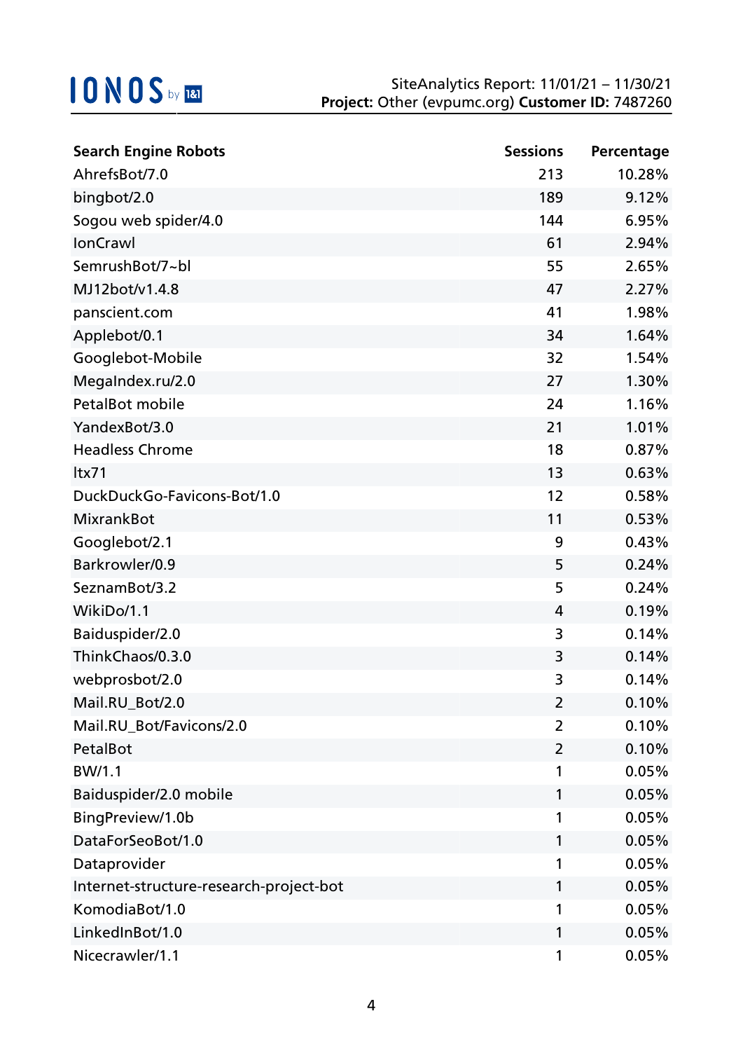| Search Engine Robots | Sessions | Percentage |
| --- | --- | --- |
| AhrefsBot/7.0 | 213 | 10.28% |
| bingbot/2.0 | 189 | 9.12% |
| Sogou web spider/4.0 | 144 | 6.95% |
| IonCrawl | 61 | 2.94% |
| SemrushBot/7~bl | 55 | 2.65% |
| MJ12bot/v1.4.8 | 47 | 2.27% |
| panscient.com | 41 | 1.98% |
| Applebot/0.1 | 34 | 1.64% |
| Googlebot-Mobile | 32 | 1.54% |
| MegaIndex.ru/2.0 | 27 | 1.30% |
| PetalBot mobile | 24 | 1.16% |
| YandexBot/3.0 | 21 | 1.01% |
| Headless Chrome | 18 | 0.87% |
| ltx71 | 13 | 0.63% |
| DuckDuckGo-Favicons-Bot/1.0 | 12 | 0.58% |
| MixrankBot | 11 | 0.53% |
| Googlebot/2.1 | 9 | 0.43% |
| Barkrowler/0.9 | 5 | 0.24% |
| SeznamBot/3.2 | 5 | 0.24% |
| WikiDo/1.1 | 4 | 0.19% |
| Baiduspider/2.0 | 3 | 0.14% |
| ThinkChaos/0.3.0 | 3 | 0.14% |
| webprosbot/2.0 | 3 | 0.14% |
| Mail.RU_Bot/2.0 | 2 | 0.10% |
| Mail.RU_Bot/Favicons/2.0 | 2 | 0.10% |
| PetalBot | 2 | 0.10% |
| BW/1.1 | 1 | 0.05% |
| Baiduspider/2.0 mobile | 1 | 0.05% |
| BingPreview/1.0b | 1 | 0.05% |
| DataForSeoBot/1.0 | 1 | 0.05% |
| Dataprovider | 1 | 0.05% |
| Internet-structure-research-project-bot | 1 | 0.05% |
| KomodiaBot/1.0 | 1 | 0.05% |
| LinkedInBot/1.0 | 1 | 0.05% |
| Nicecrawler/1.1 | 1 | 0.05% |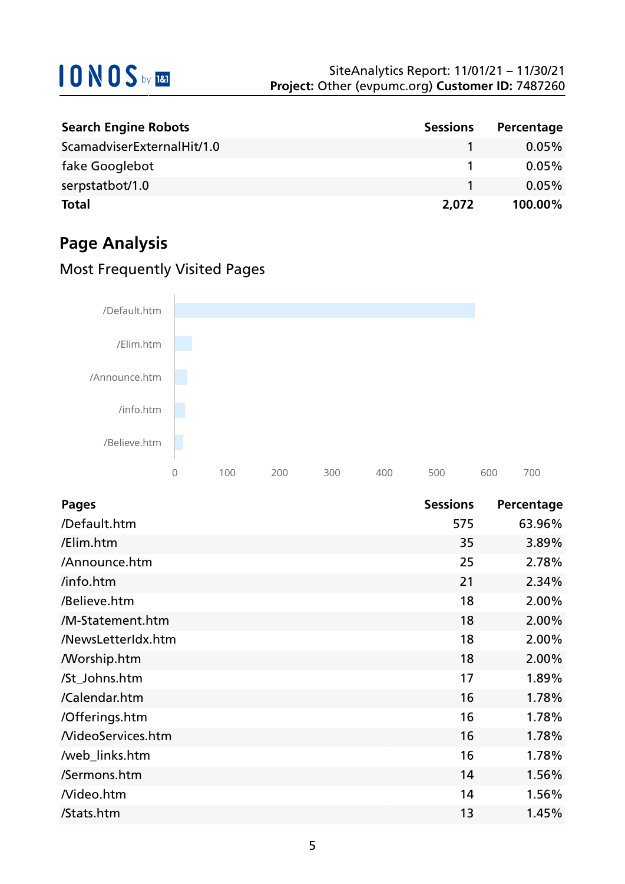| Search Engine Robots | Sessions | Percentage |
|---|---|---|
| ScamadviserExternalHit/1.0 | 1 | 0.05% |
| fake Googlebot | 1 | 0.05% |
| serpstatbot/1.0 | 1 | 0.05% |
| **Total** | **2,072** | **100.00%** |

## Page Analysis

### Most Frequently Visited Pages

| Pages | Sessions | Percentage |
|---|---|---|
| /Default.htm | 575 | 63.96% |
| /Elim.htm | 35 | 3.89% |
| /Announce.htm | 25 | 2.78% |
| /info.htm | 21 | 2.34% |
| /Believe.htm | 18 | 2.00% |
| /M-Statement.htm | 18 | 2.00% |
| /NewsLetterIdx.htm | 18 | 2.00% |
| /Worship.htm | 18 | 2.00% |
| /St_Johns.htm | 17 | 1.89% |
| /Calendar.htm | 16 | 1.78% |
| /Offerings.htm | 16 | 1.78% |
| /VideoServices.htm | 16 | 1.78% |
| /web_links.htm | 16 | 1.78% |
| /Sermons.htm | 14 | 1.56% |
| /Video.htm | 14 | 1.56% |
| /Stats.htm | 13 | 1.45% |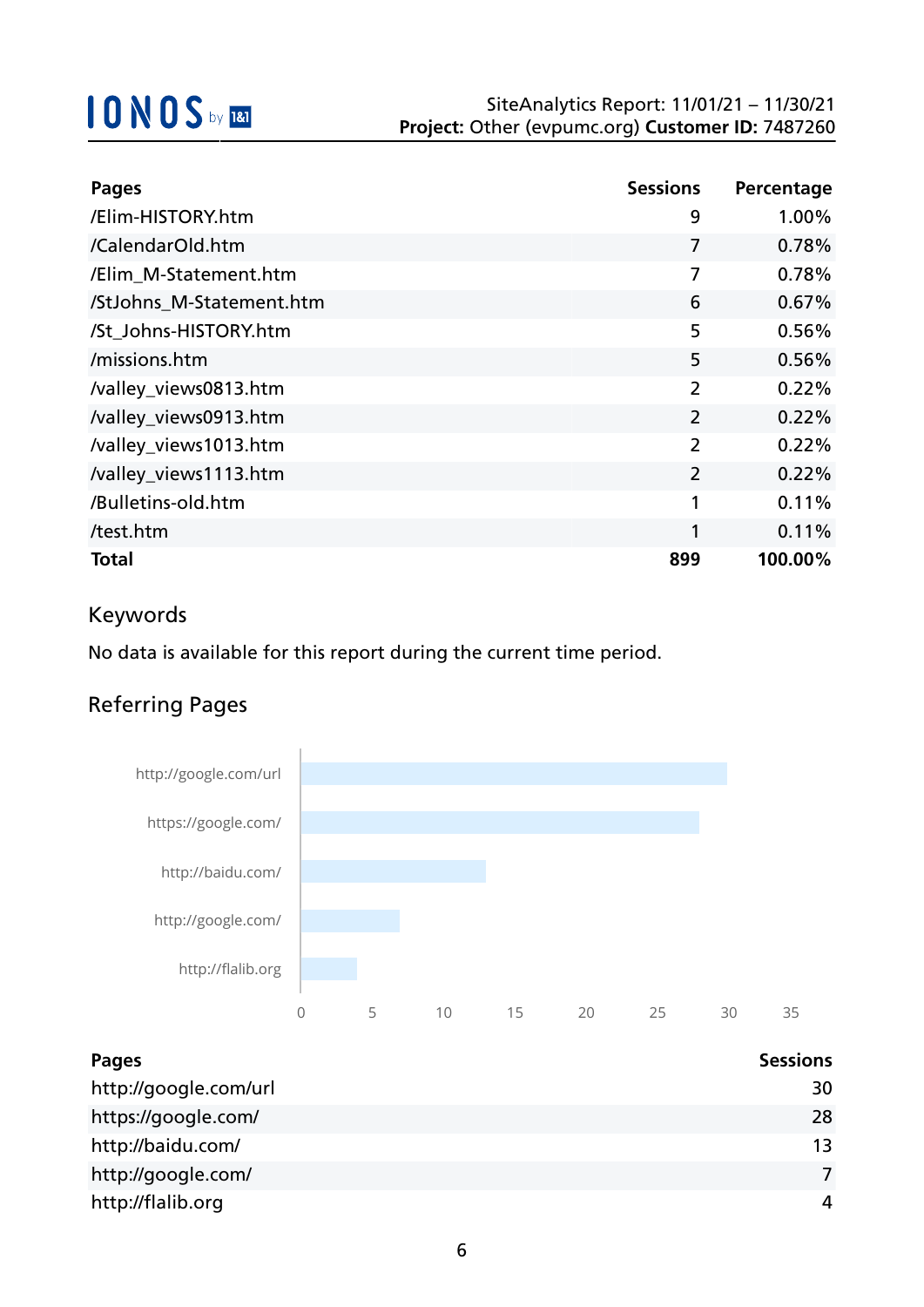| Pages | Sessions | Percentage |
|---|---|---|
| /Elim-HISTORY.htm | 9 | 1.00% |
| /CalendarOld.htm | 7 | 0.78% |
| /Elim_M-Statement.htm | 7 | 0.78% |
| /StJohns_M-Statement.htm | 6 | 0.67% |
| /St_Johns-HISTORY.htm | 5 | 0.56% |
| /missions.htm | 5 | 0.56% |
| /valley_views0813.htm | 2 | 0.22% |
| /valley_views0913.htm | 2 | 0.22% |
| /valley_views1013.htm | 2 | 0.22% |
| /valley_views1113.htm | 2 | 0.22% |
| /Bulletins-old.htm | 1 | 0.11% |
| /test.htm | 1 | 0.11% |
| **Total** | **899** | **100.00%** |

## Keywords

No data is available for this report during the current time period.

## Referring Pages

| Pages | Sessions |
|---|---|
| http://google.com/url | 30 |
| https://google.com/ | 28 |
| http://baidu.com/ | 13 |
| http://google.com/ | 7 |
| http://flalib.org | 4 |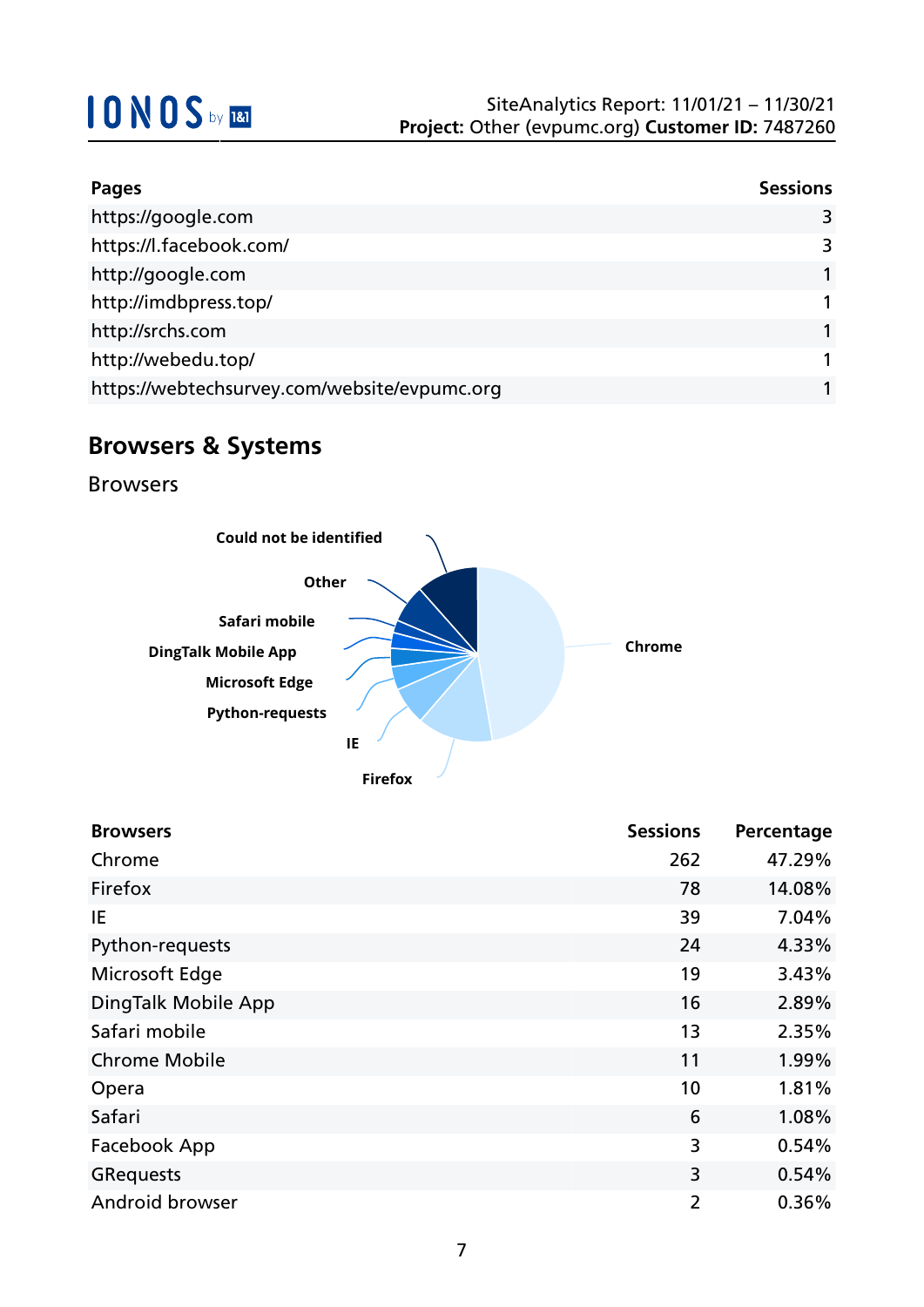| Pages | Sessions |
|---|---|
| https://google.com | 3 |
| https://l.facebook.com/ | 3 |
| http://google.com | 1 |
| http://imdbpress.top/ | 1 |
| http://srchs.com | 1 |
| http://webedu.top/ | 1 |
| https://webtechsurvey.com/website/evpumc.org | 1 |

## Browsers & Systems

### Browsers

Could not be identified
Other
Safari mobile
DingTalk Mobile App
Microsoft Edge
Python-requests
IE
Firefox
Chrome

| Browsers | Sessions | Percentage |
|---|---|---|
| Chrome | 262 | 47.29% |
| Firefox | 78 | 14.08% |
| IE | 39 | 7.04% |
| Python-requests | 24 | 4.33% |
| Microsoft Edge | 19 | 3.43% |
| DingTalk Mobile App | 16 | 2.89% |
| Safari mobile | 13 | 2.35% |
| Chrome Mobile | 11 | 1.99% |
| Opera | 10 | 1.81% |
| Safari | 6 | 1.08% |
| Facebook App | 3 | 0.54% |
| GRequests | 3 | 0.54% |
| Android browser | 2 | 0.36% |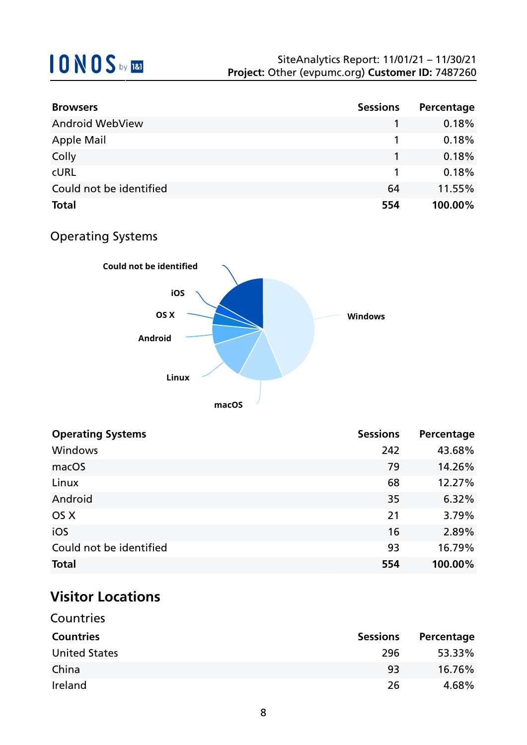| Browsers | Sessions | Percentage |
|---|---|---|
| Android WebView | 1 | 0.18% |
| Apple Mail | 1 | 0.18% |
| Colly | 1 | 0.18% |
| cURL | 1 | 0.18% |
| Could not be identified | 64 | 11.55% |
| **Total** | **554** | **100.00%** |

### Operating Systems

| Operating Systems | Sessions | Percentage |
|---|---|---|
| Windows | 242 | 43.68% |
| macOS | 79 | 14.26% |
| Linux | 68 | 12.27% |
| Android | 35 | 6.32% |
| OS X | 21 | 3.79% |
| iOS | 16 | 2.89% |
| Could not be identified | 93 | 16.79% |
| **Total** | **554** | **100.00%** |

## Visitor Locations

### Countries

| Countries | Sessions | Percentage |
|---|---|---|
| United States | 296 | 53.33% |
| China | 93 | 16.76% |
| Ireland | 26 | 4.68% |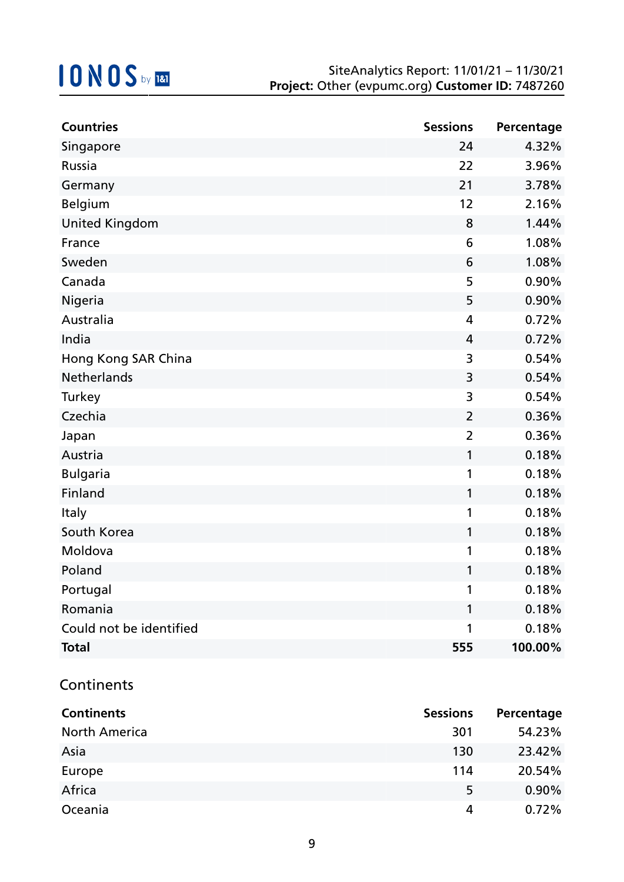| Countries | Sessions | Percentage |
|---|---|---|
| Singapore | 24 | 4.32% |
| Russia | 22 | 3.96% |
| Germany | 21 | 3.78% |
| Belgium | 12 | 2.16% |
| United Kingdom | 8 | 1.44% |
| France | 6 | 1.08% |
| Sweden | 6 | 1.08% |
| Canada | 5 | 0.90% |
| Nigeria | 5 | 0.90% |
| Australia | 4 | 0.72% |
| India | 4 | 0.72% |
| Hong Kong SAR China | 3 | 0.54% |
| Netherlands | 3 | 0.54% |
| Turkey | 3 | 0.54% |
| Czechia | 2 | 0.36% |
| Japan | 2 | 0.36% |
| Austria | 1 | 0.18% |
| Bulgaria | 1 | 0.18% |
| Finland | 1 | 0.18% |
| Italy | 1 | 0.18% |
| South Korea | 1 | 0.18% |
| Moldova | 1 | 0.18% |
| Poland | 1 | 0.18% |
| Portugal | 1 | 0.18% |
| Romania | 1 | 0.18% |
| Could not be identified | 1 | 0.18% |
| **Total** | **555** | **100.00%** |

## Continents

| Continents | Sessions | Percentage |
|---|---|---|
| North America | 301 | 54.23% |
| Asia | 130 | 23.42% |
| Europe | 114 | 20.54% |
| Africa | 5 | 0.90% |
| Oceania | 4 | 0.72% |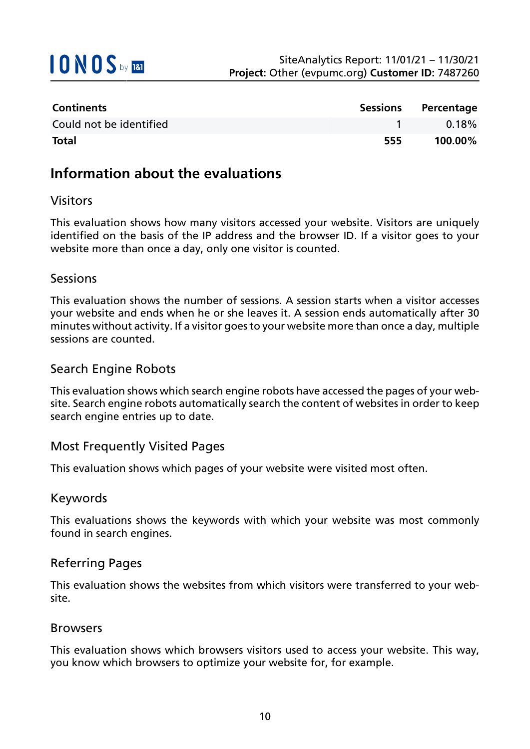| Continents | Sessions | Percentage |
|---|---|---|
| Could not be identified | 1 | 0.18% |
| **Total** | **555** | **100.00%** |

## Information about the evaluations

### Visitors

This evaluation shows how many visitors accessed your website. Visitors are uniquely identified on the basis of the IP address and the browser ID. If a visitor goes to your website more than once a day, only one visitor is counted.

### Sessions

This evaluation shows the number of sessions. A session starts when a visitor accesses your website and ends when he or she leaves it. A session ends automatically after 30 minutes without activity. If a visitor goes to your website more than once a day, multiple sessions are counted.

### Search Engine Robots

This evaluation shows which search engine robots have accessed the pages of your website. Search engine robots automatically search the content of websites in order to keep search engine entries up to date.

### Most Frequently Visited Pages

This evaluation shows which pages of your website were visited most often.

### Keywords

This evaluations shows the keywords with which your website was most commonly found in search engines.

### Referring Pages

This evaluation shows the websites from which visitors were transferred to your website.

### Browsers

This evaluation shows which browsers visitors used to access your website. This way, you know which browsers to optimize your website for, for example.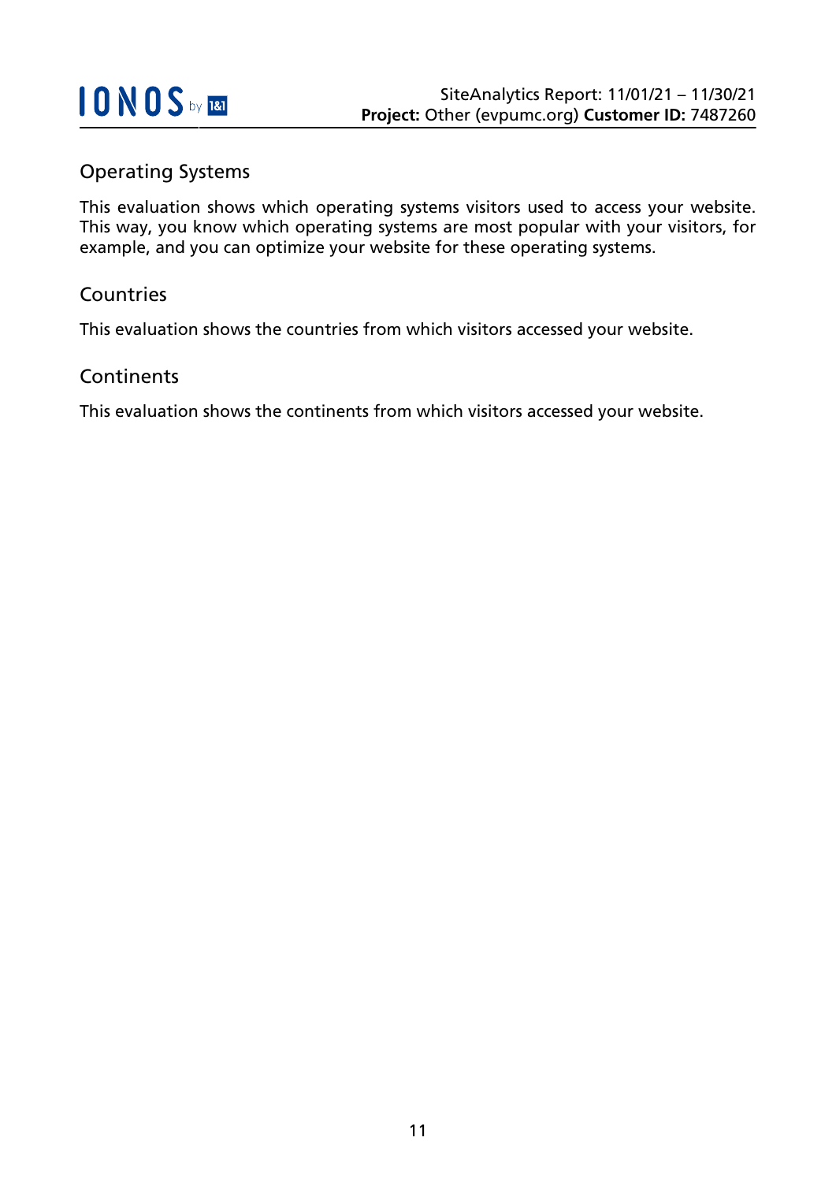## Operating Systems

This evaluation shows which operating systems visitors used to access your website. This way, you know which operating systems are most popular with your visitors, for example, and you can optimize your website for these operating systems.

## Countries

This evaluation shows the countries from which visitors accessed your website.

## Continents

This evaluation shows the continents from which visitors accessed your website.